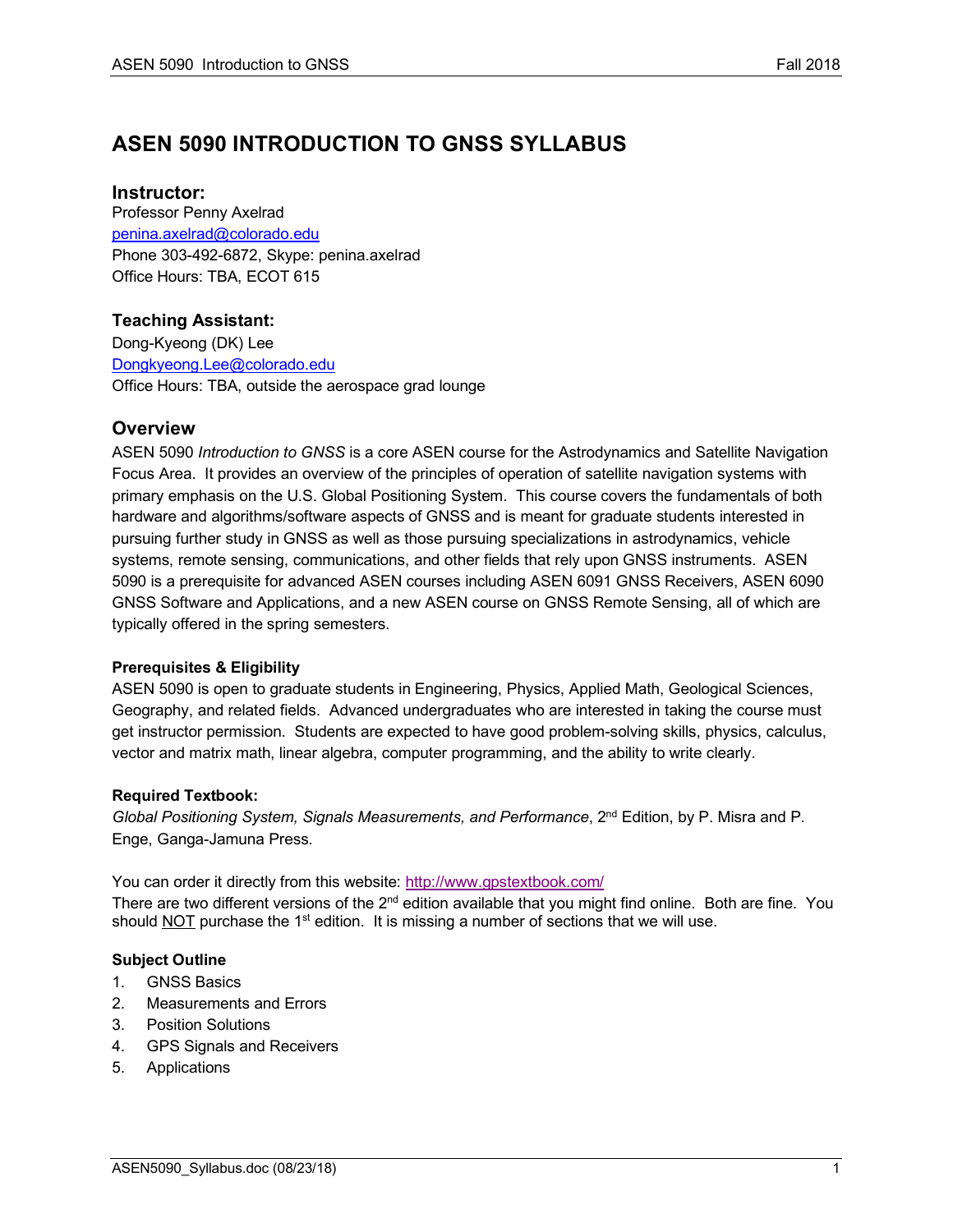# ASEN 5090 INTRODUCTION TO GNSS SYLLABUS

## Instructor:

Professor Penny Axelrad
penina.axelrad@colorado.edu
Phone 303-492-6872, Skype: penina.axelrad
Office Hours: TBA, ECOT 615

### Teaching Assistant:

Dong-Kyeong (DK) Lee
Dongkyeong.Lee@colorado.edu
Office Hours: TBA, outside the aerospace grad lounge

## Overview

ASEN 5090 *Introduction to GNSS* is a core ASEN course for the Astrodynamics and Satellite Navigation Focus Area. It provides an overview of the principles of operation of satellite navigation systems with primary emphasis on the U.S. Global Positioning System. This course covers the fundamentals of both hardware and algorithms/software aspects of GNSS and is meant for graduate students interested in pursuing further study in GNSS as well as those pursuing specializations in astrodynamics, vehicle systems, remote sensing, communications, and other fields that rely upon GNSS instruments. ASEN 5090 is a prerequisite for advanced ASEN courses including ASEN 6091 GNSS Receivers, ASEN 6090 GNSS Software and Applications, and a new ASEN course on GNSS Remote Sensing, all of which are typically offered in the spring semesters.

**Prerequisites & Eligibility**

ASEN 5090 is open to graduate students in Engineering, Physics, Applied Math, Geological Sciences, Geography, and related fields. Advanced undergraduates who are interested in taking the course must get instructor permission. Students are expected to have good problem-solving skills, physics, calculus, vector and matrix math, linear algebra, computer programming, and the ability to write clearly.

**Required Textbook:**

*Global Positioning System, Signals Measurements, and Performance*, 2nd Edition, by P. Misra and P. Enge, Ganga-Jamuna Press.

You can order it directly from this website: http://www.gpstextbook.com/
There are two different versions of the 2nd edition available that you might find online. Both are fine. You should NOT purchase the 1st edition. It is missing a number of sections that we will use.

**Subject Outline**

1. GNSS Basics
2. Measurements and Errors
3. Position Solutions
4. GPS Signals and Receivers
5. Applications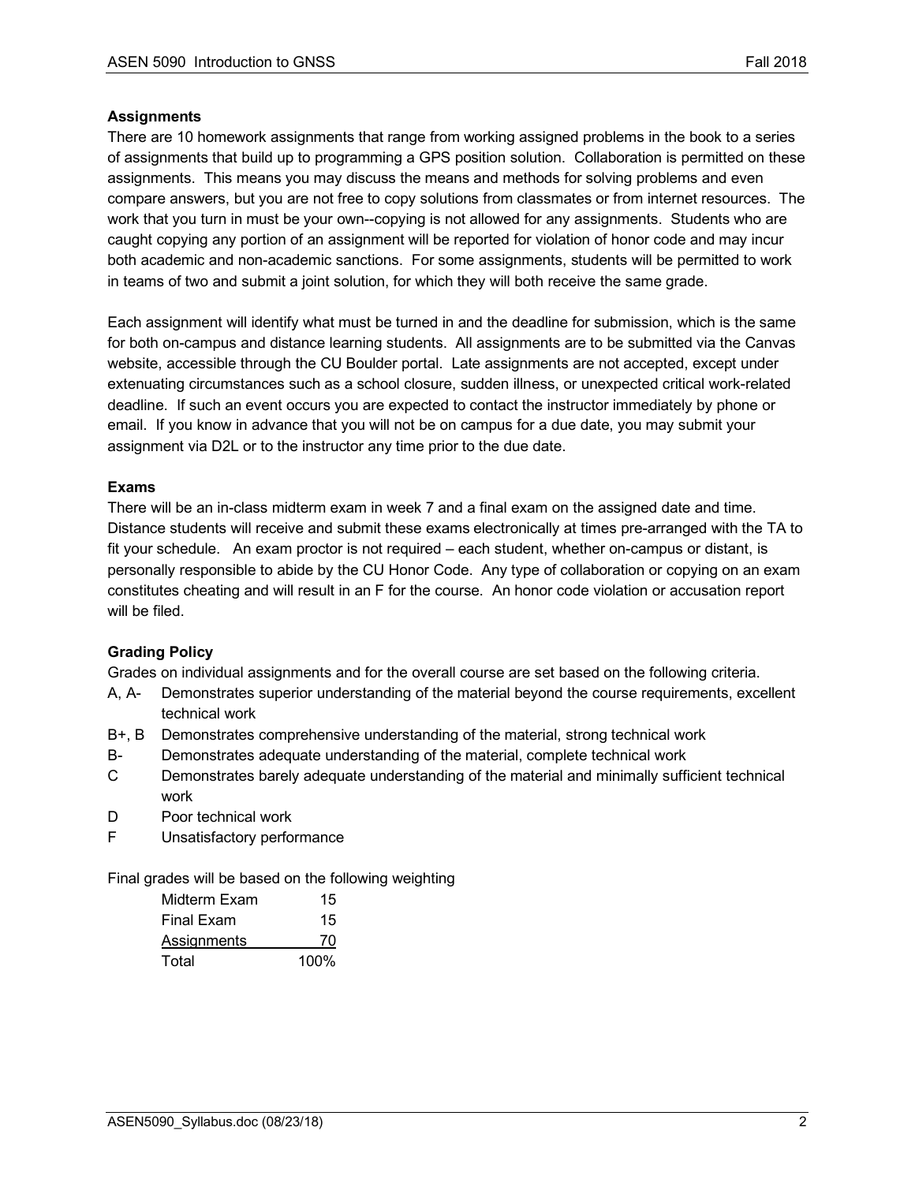### Assignments

There are 10 homework assignments that range from working assigned problems in the book to a series of assignments that build up to programming a GPS position solution. Collaboration is permitted on these assignments. This means you may discuss the means and methods for solving problems and even compare answers, but you are not free to copy solutions from classmates or from internet resources. The work that you turn in must be your own--copying is not allowed for any assignments. Students who are caught copying any portion of an assignment will be reported for violation of honor code and may incur both academic and non-academic sanctions. For some assignments, students will be permitted to work in teams of two and submit a joint solution, for which they will both receive the same grade.

Each assignment will identify what must be turned in and the deadline for submission, which is the same for both on-campus and distance learning students. All assignments are to be submitted via the Canvas website, accessible through the CU Boulder portal. Late assignments are not accepted, except under extenuating circumstances such as a school closure, sudden illness, or unexpected critical work-related deadline. If such an event occurs you are expected to contact the instructor immediately by phone or email. If you know in advance that you will not be on campus for a due date, you may submit your assignment via D2L or to the instructor any time prior to the due date.

### Exams

There will be an in-class midterm exam in week 7 and a final exam on the assigned date and time. Distance students will receive and submit these exams electronically at times pre-arranged with the TA to fit your schedule. An exam proctor is not required – each student, whether on-campus or distant, is personally responsible to abide by the CU Honor Code. Any type of collaboration or copying on an exam constitutes cheating and will result in an F for the course. An honor code violation or accusation report will be filed.

### Grading Policy

Grades on individual assignments and for the overall course are set based on the following criteria.

- A, A- Demonstrates superior understanding of the material beyond the course requirements, excellent technical work
- B+, B Demonstrates comprehensive understanding of the material, strong technical work
- B- Demonstrates adequate understanding of the material, complete technical work
- C Demonstrates barely adequate understanding of the material and minimally sufficient technical work
- D Poor technical work
- F Unsatisfactory performance

Final grades will be based on the following weighting

| | |
|---|---|
| Midterm Exam | 15 |
| Final Exam | 15 |
| Assignments | 70 |
| Total | 100% |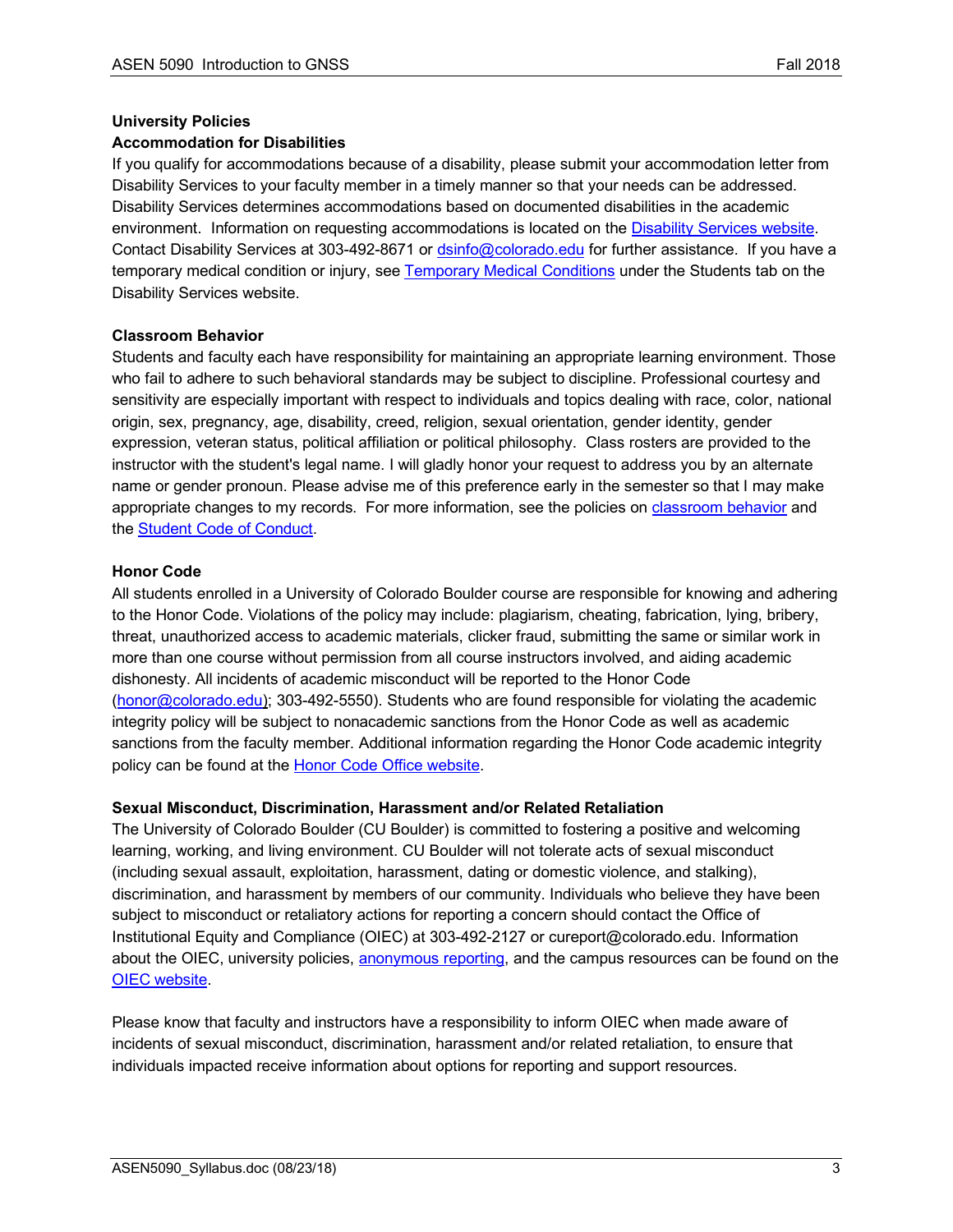## University Policies

### Accommodation for Disabilities

If you qualify for accommodations because of a disability, please submit your accommodation letter from Disability Services to your faculty member in a timely manner so that your needs can be addressed. Disability Services determines accommodations based on documented disabilities in the academic environment. Information on requesting accommodations is located on the Disability Services website. Contact Disability Services at 303-492-8671 or dsinfo@colorado.edu for further assistance. If you have a temporary medical condition or injury, see Temporary Medical Conditions under the Students tab on the Disability Services website.

### Classroom Behavior

Students and faculty each have responsibility for maintaining an appropriate learning environment. Those who fail to adhere to such behavioral standards may be subject to discipline. Professional courtesy and sensitivity are especially important with respect to individuals and topics dealing with race, color, national origin, sex, pregnancy, age, disability, creed, religion, sexual orientation, gender identity, gender expression, veteran status, political affiliation or political philosophy. Class rosters are provided to the instructor with the student's legal name. I will gladly honor your request to address you by an alternate name or gender pronoun. Please advise me of this preference early in the semester so that I may make appropriate changes to my records. For more information, see the policies on classroom behavior and the Student Code of Conduct.

### Honor Code

All students enrolled in a University of Colorado Boulder course are responsible for knowing and adhering to the Honor Code. Violations of the policy may include: plagiarism, cheating, fabrication, lying, bribery, threat, unauthorized access to academic materials, clicker fraud, submitting the same or similar work in more than one course without permission from all course instructors involved, and aiding academic dishonesty. All incidents of academic misconduct will be reported to the Honor Code (honor@colorado.edu); 303-492-5550). Students who are found responsible for violating the academic integrity policy will be subject to nonacademic sanctions from the Honor Code as well as academic sanctions from the faculty member. Additional information regarding the Honor Code academic integrity policy can be found at the Honor Code Office website.

### Sexual Misconduct, Discrimination, Harassment and/or Related Retaliation

The University of Colorado Boulder (CU Boulder) is committed to fostering a positive and welcoming learning, working, and living environment. CU Boulder will not tolerate acts of sexual misconduct (including sexual assault, exploitation, harassment, dating or domestic violence, and stalking), discrimination, and harassment by members of our community. Individuals who believe they have been subject to misconduct or retaliatory actions for reporting a concern should contact the Office of Institutional Equity and Compliance (OIEC) at 303-492-2127 or cureport@colorado.edu. Information about the OIEC, university policies, anonymous reporting, and the campus resources can be found on the OIEC website.

Please know that faculty and instructors have a responsibility to inform OIEC when made aware of incidents of sexual misconduct, discrimination, harassment and/or related retaliation, to ensure that individuals impacted receive information about options for reporting and support resources.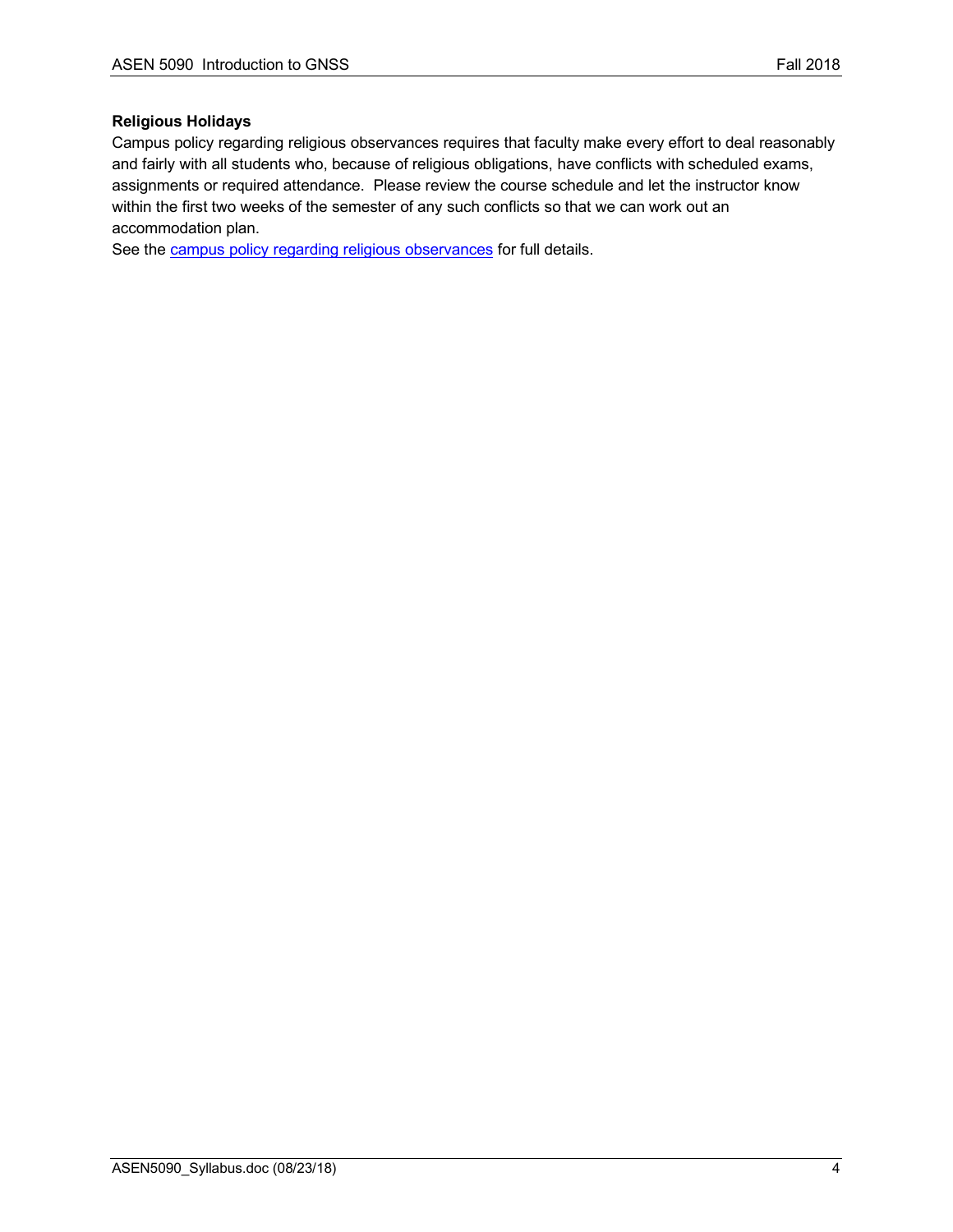**Religious Holidays**

Campus policy regarding religious observances requires that faculty make every effort to deal reasonably and fairly with all students who, because of religious obligations, have conflicts with scheduled exams, assignments or required attendance. Please review the course schedule and let the instructor know within the first two weeks of the semester of any such conflicts so that we can work out an accommodation plan.

See the campus policy regarding religious observances for full details.